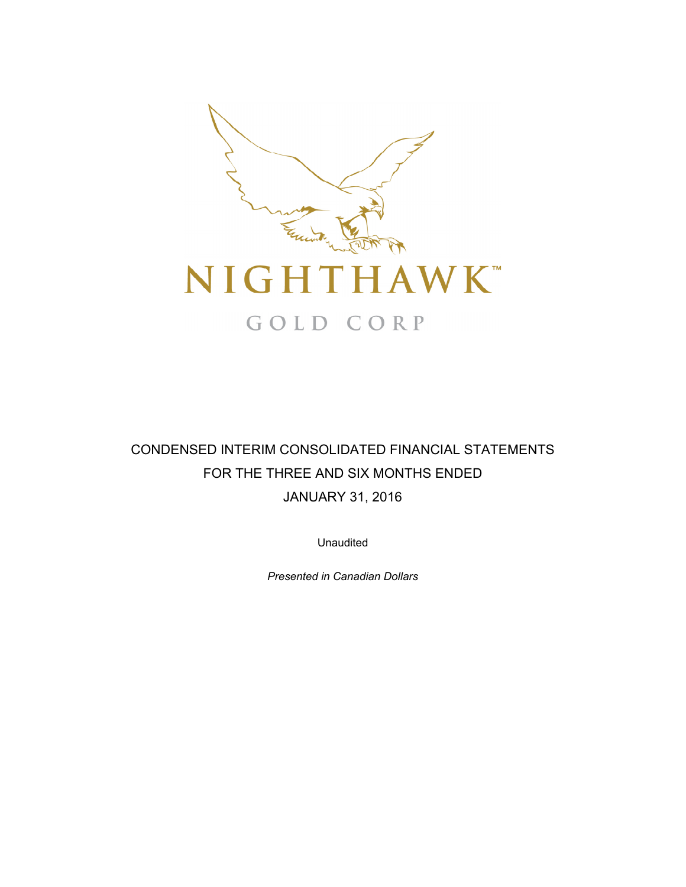NIGHTHAWK™

GOLD CORP

# CONDENSED INTERIM CONSOLIDATED FINANCIAL STATEMENTS
# FOR THE THREE AND SIX MONTHS ENDED
# JANUARY 31, 2016

Unaudited

*Presented in Canadian Dollars*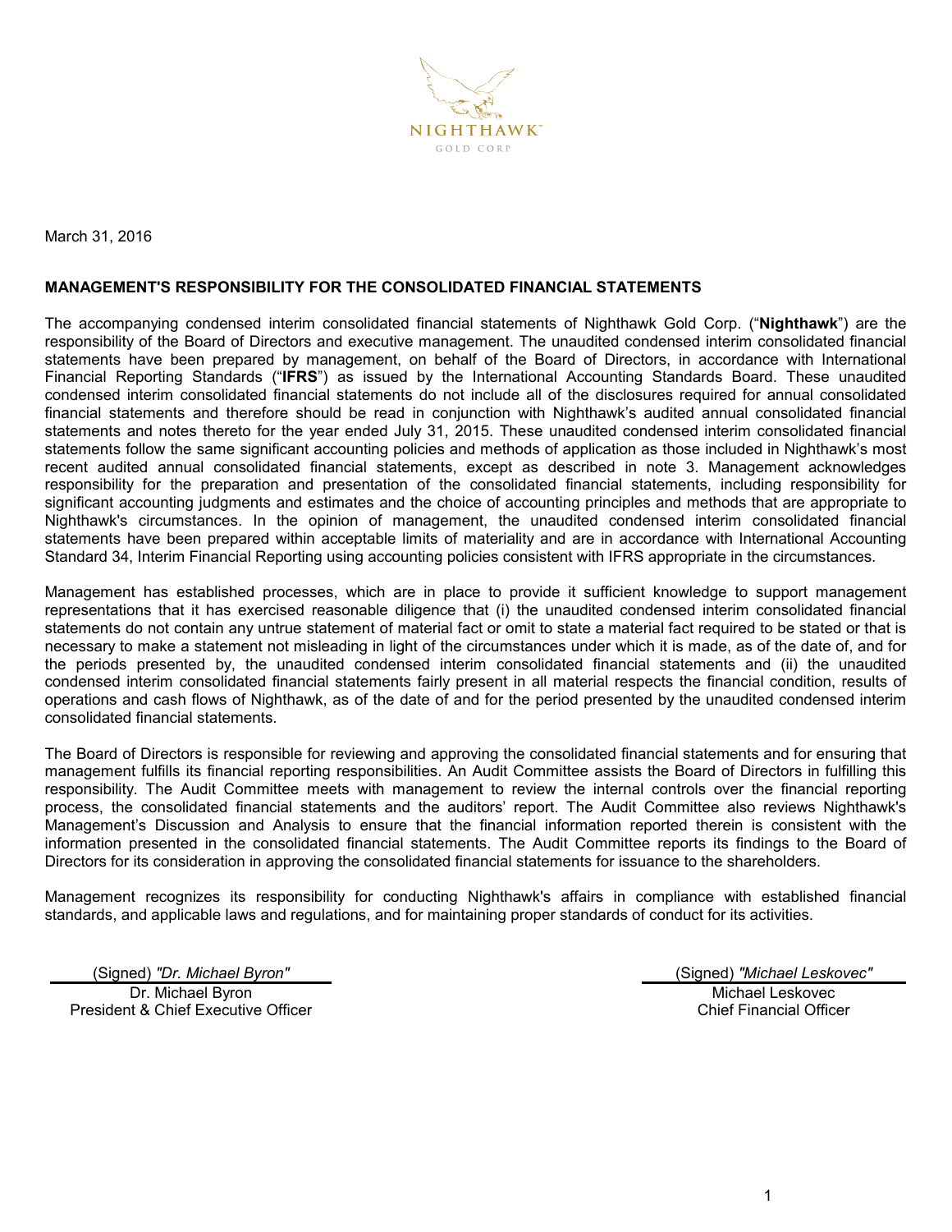March 31, 2016

**MANAGEMENT'S RESPONSIBILITY FOR THE CONSOLIDATED FINANCIAL STATEMENTS**

The accompanying condensed interim consolidated financial statements of Nighthawk Gold Corp. ("**Nighthawk**") are the responsibility of the Board of Directors and executive management. The unaudited condensed interim consolidated financial statements have been prepared by management, on behalf of the Board of Directors, in accordance with International Financial Reporting Standards ("**IFRS**") as issued by the International Accounting Standards Board. These unaudited condensed interim consolidated financial statements do not include all of the disclosures required for annual consolidated financial statements and therefore should be read in conjunction with Nighthawk's audited annual consolidated financial statements and notes thereto for the year ended July 31, 2015. These unaudited condensed interim consolidated financial statements follow the same significant accounting policies and methods of application as those included in Nighthawk's most recent audited annual consolidated financial statements, except as described in note 3. Management acknowledges responsibility for the preparation and presentation of the consolidated financial statements, including responsibility for significant accounting judgments and estimates and the choice of accounting principles and methods that are appropriate to Nighthawk's circumstances. In the opinion of management, the unaudited condensed interim consolidated financial statements have been prepared within acceptable limits of materiality and are in accordance with International Accounting Standard 34, Interim Financial Reporting using accounting policies consistent with IFRS appropriate in the circumstances.

Management has established processes, which are in place to provide it sufficient knowledge to support management representations that it has exercised reasonable diligence that (i) the unaudited condensed interim consolidated financial statements do not contain any untrue statement of material fact or omit to state a material fact required to be stated or that is necessary to make a statement not misleading in light of the circumstances under which it is made, as of the date of, and for the periods presented by, the unaudited condensed interim consolidated financial statements and (ii) the unaudited condensed interim consolidated financial statements fairly present in all material respects the financial condition, results of operations and cash flows of Nighthawk, as of the date of and for the period presented by the unaudited condensed interim consolidated financial statements.

The Board of Directors is responsible for reviewing and approving the consolidated financial statements and for ensuring that management fulfills its financial reporting responsibilities. An Audit Committee assists the Board of Directors in fulfilling this responsibility. The Audit Committee meets with management to review the internal controls over the financial reporting process, the consolidated financial statements and the auditors' report. The Audit Committee also reviews Nighthawk's Management's Discussion and Analysis to ensure that the financial information reported therein is consistent with the information presented in the consolidated financial statements. The Audit Committee reports its findings to the Board of Directors for its consideration in approving the consolidated financial statements for issuance to the shareholders.

Management recognizes its responsibility for conducting Nighthawk's affairs in compliance with established financial standards, and applicable laws and regulations, and for maintaining proper standards of conduct for its activities.

(Signed) *"Dr. Michael Byron"*
Dr. Michael Byron
President & Chief Executive Officer

(Signed) *"Michael Leskovec"*
Michael Leskovec
Chief Financial Officer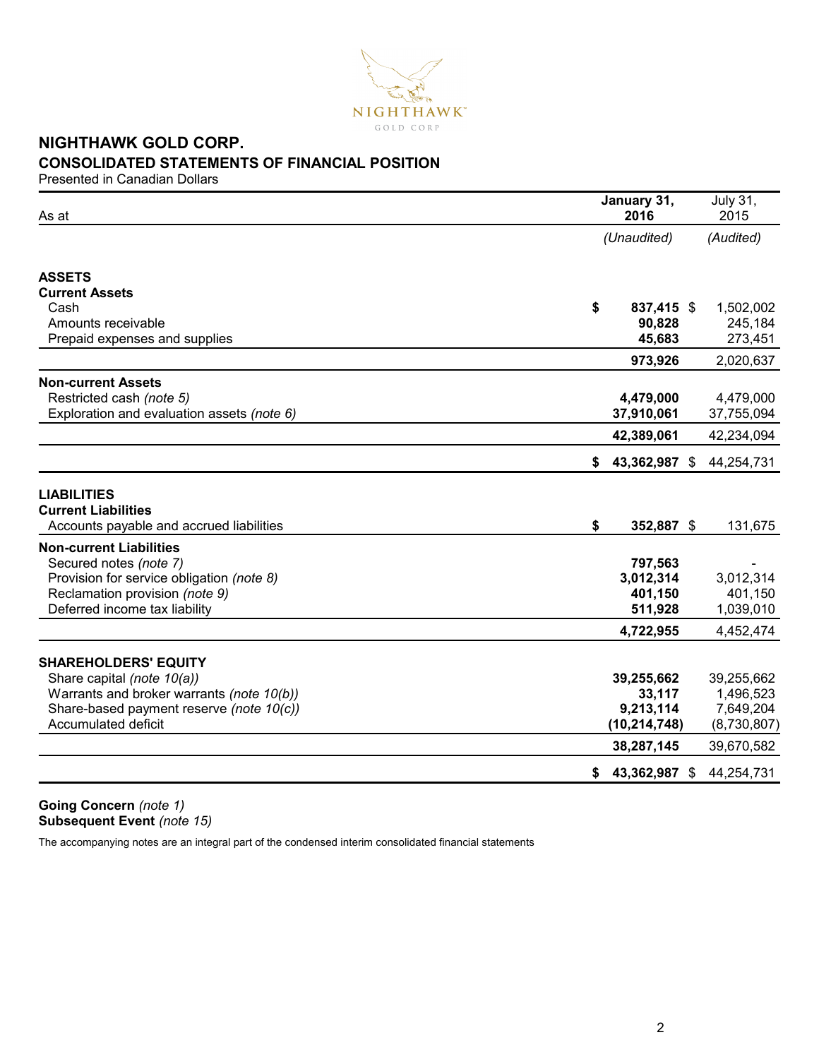# NIGHTHAWK GOLD CORP.

## CONSOLIDATED STATEMENTS OF FINANCIAL POSITION

Presented in Canadian Dollars

| As at | January 31, 2016 | July 31, 2015 |
|---|---|---|
| | *(Unaudited)* | *(Audited)* |
| **ASSETS** | | |
| **Current Assets** | | |
| Cash | **$ 837,415** | $ 1,502,002 |
| Amounts receivable | **90,828** | 245,184 |
| Prepaid expenses and supplies | **45,683** | 273,451 |
| | **973,926** | 2,020,637 |
| **Non-current Assets** | | |
| Restricted cash *(note 5)* | **4,479,000** | 4,479,000 |
| Exploration and evaluation assets *(note 6)* | **37,910,061** | 37,755,094 |
| | **42,389,061** | 42,234,094 |
| | **$ 43,362,987** | $ 44,254,731 |
| **LIABILITIES** | | |
| **Current Liabilities** | | |
| Accounts payable and accrued liabilities | **$ 352,887** | $ 131,675 |
| **Non-current Liabilities** | | |
| Secured notes *(note 7)* | **797,563** | - |
| Provision for service obligation *(note 8)* | **3,012,314** | 3,012,314 |
| Reclamation provision *(note 9)* | **401,150** | 401,150 |
| Deferred income tax liability | **511,928** | 1,039,010 |
| | **4,722,955** | 4,452,474 |
| **SHAREHOLDERS' EQUITY** | | |
| Share capital *(note 10(a))* | **39,255,662** | 39,255,662 |
| Warrants and broker warrants *(note 10(b))* | **33,117** | 1,496,523 |
| Share-based payment reserve *(note 10(c))* | **9,213,114** | 7,649,204 |
| Accumulated deficit | **(10,214,748)** | (8,730,807) |
| | **38,287,145** | 39,670,582 |
| | **$ 43,362,987** | $ 44,254,731 |

**Going Concern** *(note 1)*
**Subsequent Event** *(note 15)*

The accompanying notes are an integral part of the condensed interim consolidated financial statements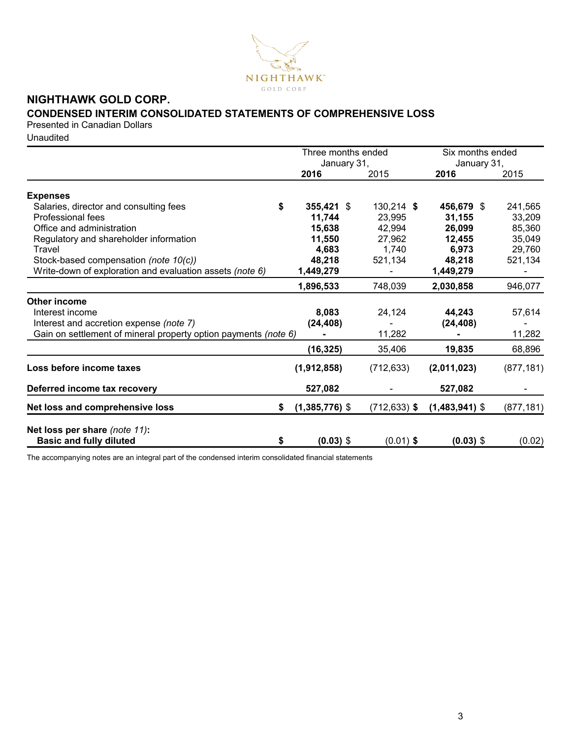# NIGHTHAWK GOLD CORP.

## CONDENSED INTERIM CONSOLIDATED STATEMENTS OF COMPREHENSIVE LOSS

Presented in Canadian Dollars

Unaudited

| | Three months ended January 31, | | Six months ended January 31, | |
|---|---|---|---|---|
| | **2016** | 2015 | **2016** | 2015 |
| **Expenses** | | | | |
| Salaries, director and consulting fees | **$ 355,421** | $ 130,214 | **$ 456,679** | $ 241,565 |
| Professional fees | **11,744** | 23,995 | **31,155** | 33,209 |
| Office and administration | **15,638** | 42,994 | **26,099** | 85,360 |
| Regulatory and shareholder information | **11,550** | 27,962 | **12,455** | 35,049 |
| Travel | **4,683** | 1,740 | **6,973** | 29,760 |
| Stock-based compensation *(note 10(c))* | **48,218** | 521,134 | **48,218** | 521,134 |
| Write-down of exploration and evaluation assets *(note 6)* | **1,449,279** | - | **1,449,279** | - |
| | **1,896,533** | 748,039 | **2,030,858** | 946,077 |
| **Other income** | | | | |
| Interest income | **8,083** | 24,124 | **44,243** | 57,614 |
| Interest and accretion expense *(note 7)* | **(24,408)** | - | **(24,408)** | - |
| Gain on settlement of mineral property option payments *(note 6)* | **-** | 11,282 | **-** | 11,282 |
| | **(16,325)** | 35,406 | **19,835** | 68,896 |
| **Loss before income taxes** | **(1,912,858)** | (712,633) | **(2,011,023)** | (877,181) |
| **Deferred income tax recovery** | **527,082** | - | **527,082** | - |
| **Net loss and comprehensive loss** | **$ (1,385,776)** | $ (712,633) | **$ (1,483,941)** | $ (877,181) |
| **Net loss per share** *(note 11)*: **Basic and fully diluted** | **$ (0.03)** | $ (0.01) | **$ (0.03)** | $ (0.02) |

The accompanying notes are an integral part of the condensed interim consolidated financial statements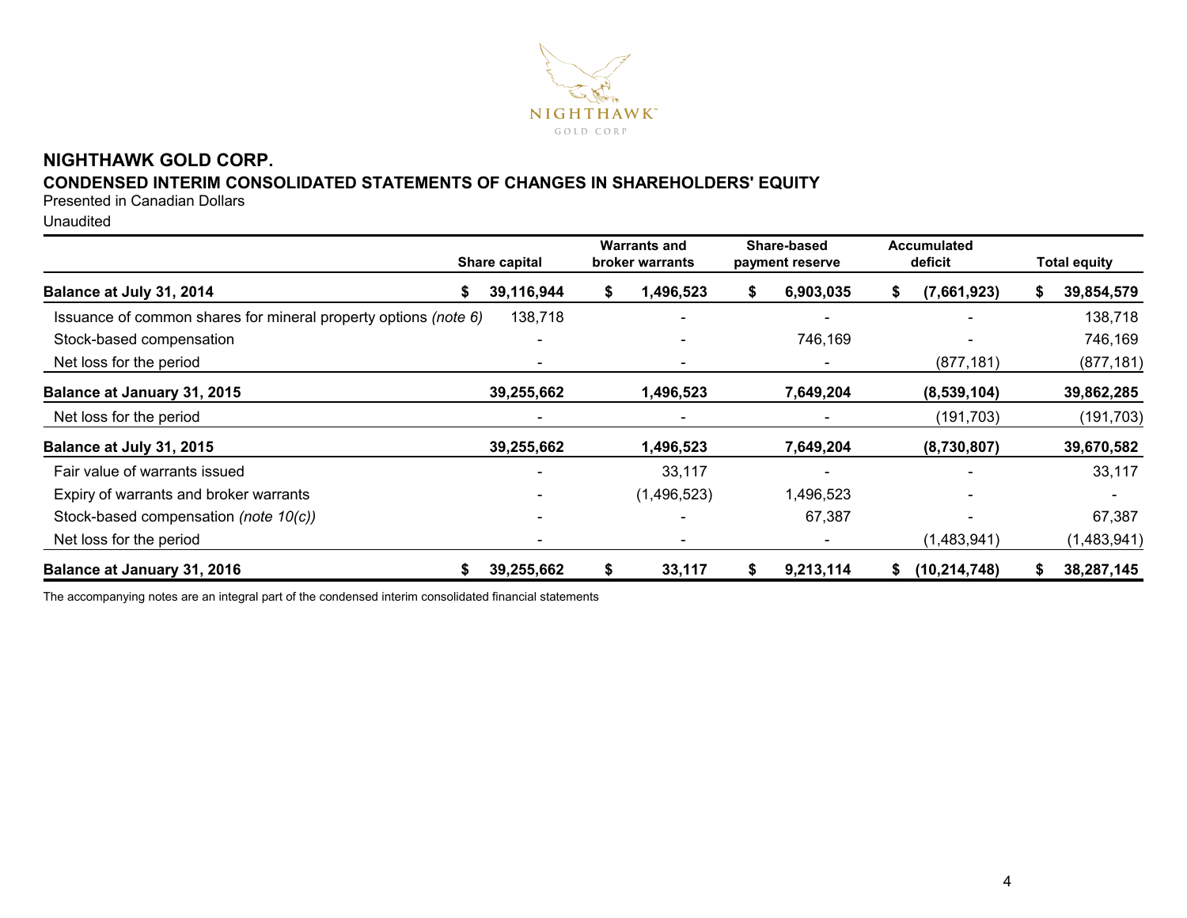# NIGHTHAWK GOLD CORP.

## CONDENSED INTERIM CONSOLIDATED STATEMENTS OF CHANGES IN SHAREHOLDERS' EQUITY

Presented in Canadian Dollars

Unaudited

| | Share capital | Warrants and broker warrants | Share-based payment reserve | Accumulated deficit | Total equity |
|---|---|---|---|---|---|
| **Balance at July 31, 2014** | **$ 39,116,944** | **$ 1,496,523** | **$ 6,903,035** | **$ (7,661,923)** | **$ 39,854,579** |
| Issuance of common shares for mineral property options *(note 6)* | 138,718 | - | - | - | 138,718 |
| Stock-based compensation | - | - | 746,169 | - | 746,169 |
| Net loss for the period | - | - | - | (877,181) | (877,181) |
| **Balance at January 31, 2015** | **39,255,662** | **1,496,523** | **7,649,204** | **(8,539,104)** | **39,862,285** |
| Net loss for the period | - | - | - | (191,703) | (191,703) |
| **Balance at July 31, 2015** | **39,255,662** | **1,496,523** | **7,649,204** | **(8,730,807)** | **39,670,582** |
| Fair value of warrants issued | - | 33,117 | - | - | 33,117 |
| Expiry of warrants and broker warrants | - | (1,496,523) | 1,496,523 | - | - |
| Stock-based compensation *(note 10(c))* | - | - | 67,387 | - | 67,387 |
| Net loss for the period | - | - | - | (1,483,941) | (1,483,941) |
| **Balance at January 31, 2016** | **$ 39,255,662** | **$ 33,117** | **$ 9,213,114** | **$ (10,214,748)** | **$ 38,287,145** |

The accompanying notes are an integral part of the condensed interim consolidated financial statements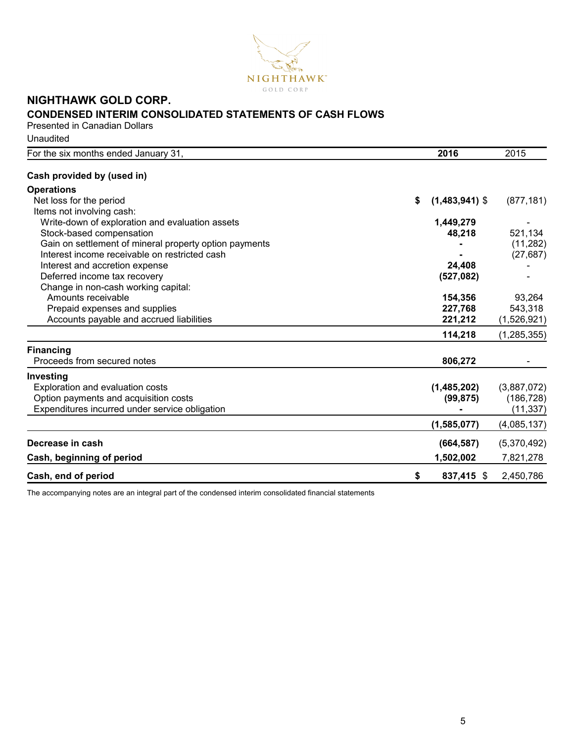# NIGHTHAWK GOLD CORP.

## CONDENSED INTERIM CONSOLIDATED STATEMENTS OF CASH FLOWS

Presented in Canadian Dollars

Unaudited

| For the six months ended January 31, | 2016 | 2015 |
|---|---|---|
| **Cash provided by (used in)** | | |
| **Operations** | | |
| Net loss for the period | $ (1,483,941) | $ (877,181) |
| Items not involving cash: | | |
| Write-down of exploration and evaluation assets | 1,449,279 | - |
| Stock-based compensation | 48,218 | 521,134 |
| Gain on settlement of mineral property option payments | - | (11,282) |
| Interest income receivable on restricted cash | - | (27,687) |
| Interest and accretion expense | 24,408 | - |
| Deferred income tax recovery | (527,082) | - |
| Change in non-cash working capital: | | |
| Amounts receivable | 154,356 | 93,264 |
| Prepaid expenses and supplies | 227,768 | 543,318 |
| Accounts payable and accrued liabilities | 221,212 | (1,526,921) |
| | 114,218 | (1,285,355) |
| **Financing** | | |
| Proceeds from secured notes | 806,272 | - |
| **Investing** | | |
| Exploration and evaluation costs | (1,485,202) | (3,887,072) |
| Option payments and acquisition costs | (99,875) | (186,728) |
| Expenditures incurred under service obligation | - | (11,337) |
| | (1,585,077) | (4,085,137) |
| **Decrease in cash** | (664,587) | (5,370,492) |
| **Cash, beginning of period** | 1,502,002 | 7,821,278 |
| **Cash, end of period** | $ 837,415 | $ 2,450,786 |

The accompanying notes are an integral part of the condensed interim consolidated financial statements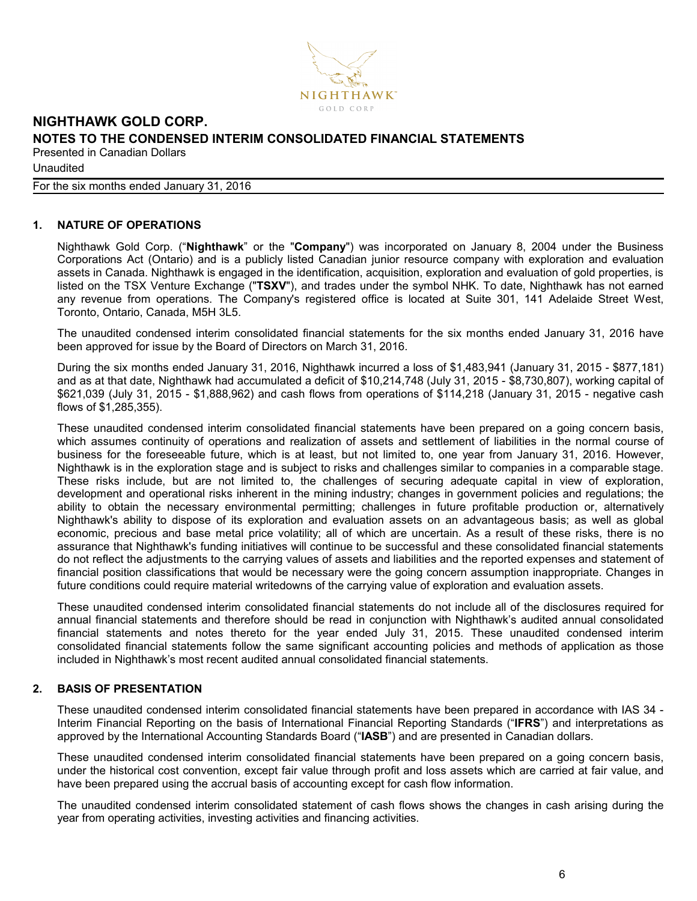## 1. NATURE OF OPERATIONS

Nighthawk Gold Corp. ("**Nighthawk**" or the "**Company**") was incorporated on January 8, 2004 under the Business Corporations Act (Ontario) and is a publicly listed Canadian junior resource company with exploration and evaluation assets in Canada. Nighthawk is engaged in the identification, acquisition, exploration and evaluation of gold properties, is listed on the TSX Venture Exchange ("**TSXV**"), and trades under the symbol NHK. To date, Nighthawk has not earned any revenue from operations. The Company's registered office is located at Suite 301, 141 Adelaide Street West, Toronto, Ontario, Canada, M5H 3L5.

The unaudited condensed interim consolidated financial statements for the six months ended January 31, 2016 have been approved for issue by the Board of Directors on March 31, 2016.

During the six months ended January 31, 2016, Nighthawk incurred a loss of $1,483,941 (January 31, 2015 - $877,181) and as at that date, Nighthawk had accumulated a deficit of $10,214,748 (July 31, 2015 - $8,730,807), working capital of $621,039 (July 31, 2015 - $1,888,962) and cash flows from operations of $114,218 (January 31, 2015 - negative cash flows of $1,285,355).

These unaudited condensed interim consolidated financial statements have been prepared on a going concern basis, which assumes continuity of operations and realization of assets and settlement of liabilities in the normal course of business for the foreseeable future, which is at least, but not limited to, one year from January 31, 2016. However, Nighthawk is in the exploration stage and is subject to risks and challenges similar to companies in a comparable stage. These risks include, but are not limited to, the challenges of securing adequate capital in view of exploration, development and operational risks inherent in the mining industry; changes in government policies and regulations; the ability to obtain the necessary environmental permitting; challenges in future profitable production or, alternatively Nighthawk's ability to dispose of its exploration and evaluation assets on an advantageous basis; as well as global economic, precious and base metal price volatility; all of which are uncertain. As a result of these risks, there is no assurance that Nighthawk's funding initiatives will continue to be successful and these consolidated financial statements do not reflect the adjustments to the carrying values of assets and liabilities and the reported expenses and statement of financial position classifications that would be necessary were the going concern assumption inappropriate. Changes in future conditions could require material writedowns of the carrying value of exploration and evaluation assets.

These unaudited condensed interim consolidated financial statements do not include all of the disclosures required for annual financial statements and therefore should be read in conjunction with Nighthawk's audited annual consolidated financial statements and notes thereto for the year ended July 31, 2015. These unaudited condensed interim consolidated financial statements follow the same significant accounting policies and methods of application as those included in Nighthawk's most recent audited annual consolidated financial statements.

## 2. BASIS OF PRESENTATION

These unaudited condensed interim consolidated financial statements have been prepared in accordance with IAS 34 - Interim Financial Reporting on the basis of International Financial Reporting Standards ("**IFRS**") and interpretations as approved by the International Accounting Standards Board ("**IASB**") and are presented in Canadian dollars.

These unaudited condensed interim consolidated financial statements have been prepared on a going concern basis, under the historical cost convention, except fair value through profit and loss assets which are carried at fair value, and have been prepared using the accrual basis of accounting except for cash flow information.

The unaudited condensed interim consolidated statement of cash flows shows the changes in cash arising during the year from operating activities, investing activities and financing activities.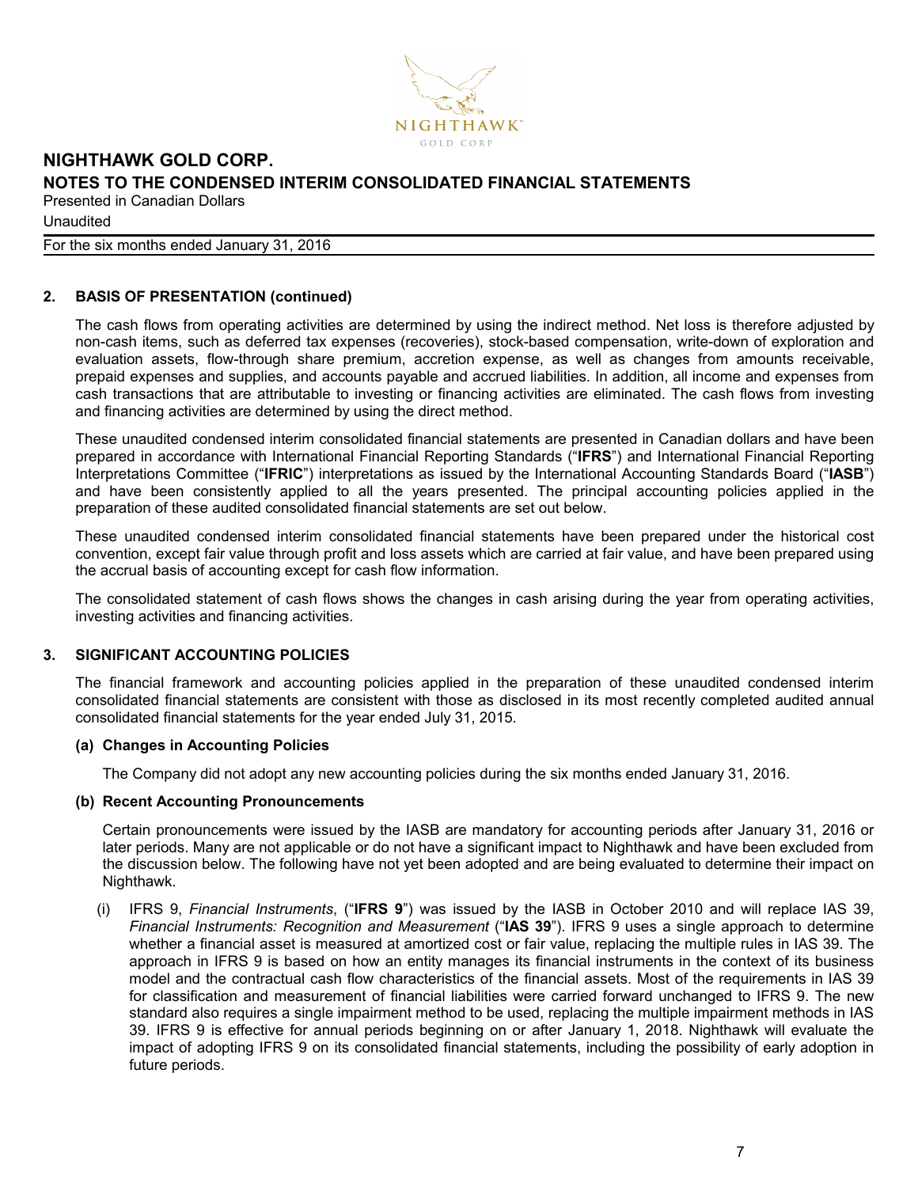## 2. BASIS OF PRESENTATION (continued)

The cash flows from operating activities are determined by using the indirect method. Net loss is therefore adjusted by non-cash items, such as deferred tax expenses (recoveries), stock-based compensation, write-down of exploration and evaluation assets, flow-through share premium, accretion expense, as well as changes from amounts receivable, prepaid expenses and supplies, and accounts payable and accrued liabilities. In addition, all income and expenses from cash transactions that are attributable to investing or financing activities are eliminated. The cash flows from investing and financing activities are determined by using the direct method.

These unaudited condensed interim consolidated financial statements are presented in Canadian dollars and have been prepared in accordance with International Financial Reporting Standards ("**IFRS**") and International Financial Reporting Interpretations Committee ("**IFRIC**") interpretations as issued by the International Accounting Standards Board ("**IASB**") and have been consistently applied to all the years presented. The principal accounting policies applied in the preparation of these audited consolidated financial statements are set out below.

These unaudited condensed interim consolidated financial statements have been prepared under the historical cost convention, except fair value through profit and loss assets which are carried at fair value, and have been prepared using the accrual basis of accounting except for cash flow information.

The consolidated statement of cash flows shows the changes in cash arising during the year from operating activities, investing activities and financing activities.

## 3. SIGNIFICANT ACCOUNTING POLICIES

The financial framework and accounting policies applied in the preparation of these unaudited condensed interim consolidated financial statements are consistent with those as disclosed in its most recently completed audited annual consolidated financial statements for the year ended July 31, 2015.

### (a) Changes in Accounting Policies

The Company did not adopt any new accounting policies during the six months ended January 31, 2016.

### (b) Recent Accounting Pronouncements

Certain pronouncements were issued by the IASB are mandatory for accounting periods after January 31, 2016 or later periods. Many are not applicable or do not have a significant impact to Nighthawk and have been excluded from the discussion below. The following have not yet been adopted and are being evaluated to determine their impact on Nighthawk.

(i) IFRS 9, *Financial Instruments*, ("**IFRS 9**") was issued by the IASB in October 2010 and will replace IAS 39, *Financial Instruments: Recognition and Measurement* ("**IAS 39**"). IFRS 9 uses a single approach to determine whether a financial asset is measured at amortized cost or fair value, replacing the multiple rules in IAS 39. The approach in IFRS 9 is based on how an entity manages its financial instruments in the context of its business model and the contractual cash flow characteristics of the financial assets. Most of the requirements in IAS 39 for classification and measurement of financial liabilities were carried forward unchanged to IFRS 9. The new standard also requires a single impairment method to be used, replacing the multiple impairment methods in IAS 39. IFRS 9 is effective for annual periods beginning on or after January 1, 2018. Nighthawk will evaluate the impact of adopting IFRS 9 on its consolidated financial statements, including the possibility of early adoption in future periods.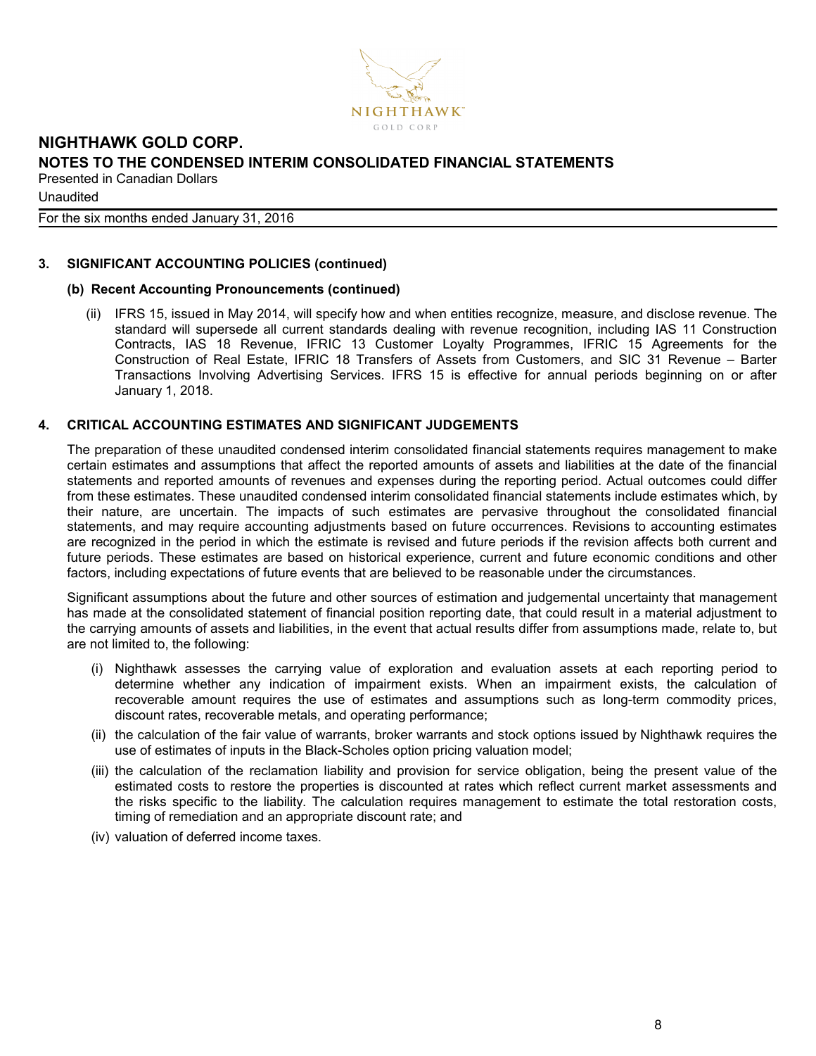## 3. SIGNIFICANT ACCOUNTING POLICIES (continued)

### (b) Recent Accounting Pronouncements (continued)

(ii) IFRS 15, issued in May 2014, will specify how and when entities recognize, measure, and disclose revenue. The standard will supersede all current standards dealing with revenue recognition, including IAS 11 Construction Contracts, IAS 18 Revenue, IFRIC 13 Customer Loyalty Programmes, IFRIC 15 Agreements for the Construction of Real Estate, IFRIC 18 Transfers of Assets from Customers, and SIC 31 Revenue – Barter Transactions Involving Advertising Services. IFRS 15 is effective for annual periods beginning on or after January 1, 2018.

## 4. CRITICAL ACCOUNTING ESTIMATES AND SIGNIFICANT JUDGEMENTS

The preparation of these unaudited condensed interim consolidated financial statements requires management to make certain estimates and assumptions that affect the reported amounts of assets and liabilities at the date of the financial statements and reported amounts of revenues and expenses during the reporting period. Actual outcomes could differ from these estimates. These unaudited condensed interim consolidated financial statements include estimates which, by their nature, are uncertain. The impacts of such estimates are pervasive throughout the consolidated financial statements, and may require accounting adjustments based on future occurrences. Revisions to accounting estimates are recognized in the period in which the estimate is revised and future periods if the revision affects both current and future periods. These estimates are based on historical experience, current and future economic conditions and other factors, including expectations of future events that are believed to be reasonable under the circumstances.

Significant assumptions about the future and other sources of estimation and judgemental uncertainty that management has made at the consolidated statement of financial position reporting date, that could result in a material adjustment to the carrying amounts of assets and liabilities, in the event that actual results differ from assumptions made, relate to, but are not limited to, the following:

(i) Nighthawk assesses the carrying value of exploration and evaluation assets at each reporting period to determine whether any indication of impairment exists. When an impairment exists, the calculation of recoverable amount requires the use of estimates and assumptions such as long-term commodity prices, discount rates, recoverable metals, and operating performance;

(ii) the calculation of the fair value of warrants, broker warrants and stock options issued by Nighthawk requires the use of estimates of inputs in the Black-Scholes option pricing valuation model;

(iii) the calculation of the reclamation liability and provision for service obligation, being the present value of the estimated costs to restore the properties is discounted at rates which reflect current market assessments and the risks specific to the liability. The calculation requires management to estimate the total restoration costs, timing of remediation and an appropriate discount rate; and

(iv) valuation of deferred income taxes.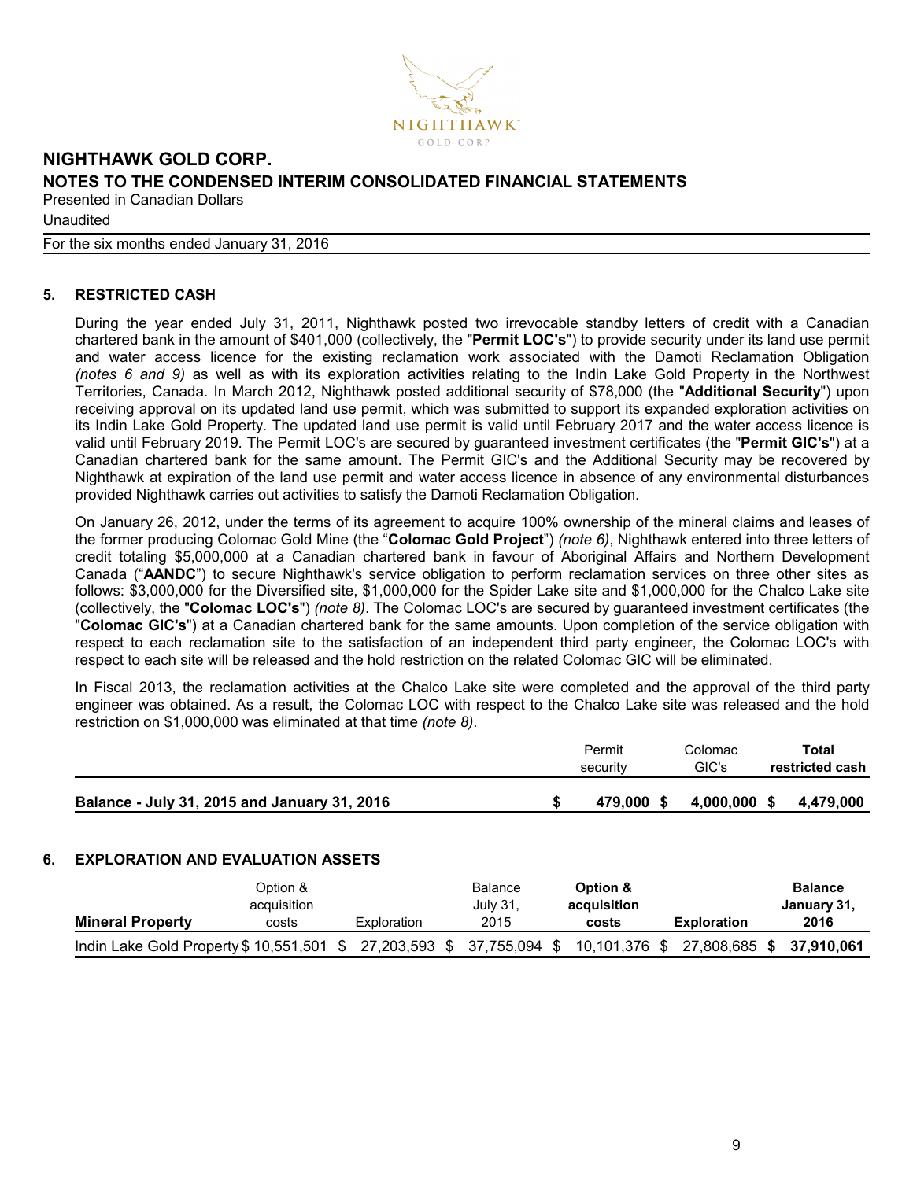## 5. RESTRICTED CASH

During the year ended July 31, 2011, Nighthawk posted two irrevocable standby letters of credit with a Canadian chartered bank in the amount of $401,000 (collectively, the "**Permit LOC's**") to provide security under its land use permit and water access licence for the existing reclamation work associated with the Damoti Reclamation Obligation *(notes 6 and 9)* as well as with its exploration activities relating to the Indin Lake Gold Property in the Northwest Territories, Canada. In March 2012, Nighthawk posted additional security of $78,000 (the "**Additional Security**") upon receiving approval on its updated land use permit, which was submitted to support its expanded exploration activities on its Indin Lake Gold Property. The updated land use permit is valid until February 2017 and the water access licence is valid until February 2019. The Permit LOC's are secured by guaranteed investment certificates (the "**Permit GIC's**") at a Canadian chartered bank for the same amount. The Permit GIC's and the Additional Security may be recovered by Nighthawk at expiration of the land use permit and water access licence in absence of any environmental disturbances provided Nighthawk carries out activities to satisfy the Damoti Reclamation Obligation.

On January 26, 2012, under the terms of its agreement to acquire 100% ownership of the mineral claims and leases of the former producing Colomac Gold Mine (the "**Colomac Gold Project**") *(note 6)*, Nighthawk entered into three letters of credit totaling $5,000,000 at a Canadian chartered bank in favour of Aboriginal Affairs and Northern Development Canada ("**AANDC**") to secure Nighthawk's service obligation to perform reclamation services on three other sites as follows: $3,000,000 for the Diversified site, $1,000,000 for the Spider Lake site and $1,000,000 for the Chalco Lake site (collectively, the "**Colomac LOC's**") *(note 8)*. The Colomac LOC's are secured by guaranteed investment certificates (the "**Colomac GIC's**") at a Canadian chartered bank for the same amounts. Upon completion of the service obligation with respect to each reclamation site to the satisfaction of an independent third party engineer, the Colomac LOC's with respect to each site will be released and the hold restriction on the related Colomac GIC will be eliminated.

In Fiscal 2013, the reclamation activities at the Chalco Lake site were completed and the approval of the third party engineer was obtained. As a result, the Colomac LOC with respect to the Chalco Lake site was released and the hold restriction on $1,000,000 was eliminated at that time *(note 8)*.

| | Permit security | Colomac GIC's | **Total restricted cash** |
|---|---|---|---|
| **Balance - July 31, 2015 and January 31, 2016** | **$ 479,000** | **$ 4,000,000** | **$ 4,479,000** |

## 6. EXPLORATION AND EVALUATION ASSETS

| **Mineral Property** | Option & acquisition costs | Exploration | Balance July 31, 2015 | **Option & acquisition costs** | **Exploration** | **Balance January 31, 2016** |
|---|---|---|---|---|---|---|
| Indin Lake Gold Property | $ 10,551,501 | $ 27,203,593 | $ 37,755,094 | $ 10,101,376 | $ 27,808,685 | **$ 37,910,061** |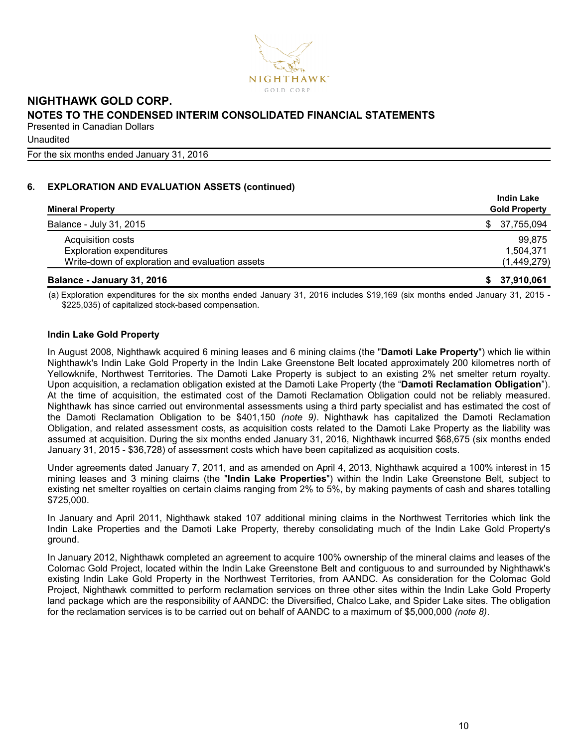## 6. EXPLORATION AND EVALUATION ASSETS (continued)

| Mineral Property | Indin Lake Gold Property |
|---|---|
| Balance - July 31, 2015 | $ 37,755,094 |
| Acquisition costs | 99,875 |
| Exploration expenditures | 1,504,371 |
| Write-down of exploration and evaluation assets | (1,449,279) |
| **Balance - January 31, 2016** | **$ 37,910,061** |

(a) Exploration expenditures for the six months ended January 31, 2016 includes $19,169 (six months ended January 31, 2015 - $225,035) of capitalized stock-based compensation.

### Indin Lake Gold Property

In August 2008, Nighthawk acquired 6 mining leases and 6 mining claims (the "**Damoti Lake Property**") which lie within Nighthawk's Indin Lake Gold Property in the Indin Lake Greenstone Belt located approximately 200 kilometres north of Yellowknife, Northwest Territories. The Damoti Lake Property is subject to an existing 2% net smelter return royalty. Upon acquisition, a reclamation obligation existed at the Damoti Lake Property (the "**Damoti Reclamation Obligation**"). At the time of acquisition, the estimated cost of the Damoti Reclamation Obligation could not be reliably measured. Nighthawk has since carried out environmental assessments using a third party specialist and has estimated the cost of the Damoti Reclamation Obligation to be $401,150 *(note 9)*. Nighthawk has capitalized the Damoti Reclamation Obligation, and related assessment costs, as acquisition costs related to the Damoti Lake Property as the liability was assumed at acquisition. During the six months ended January 31, 2016, Nighthawk incurred $68,675 (six months ended January 31, 2015 - $36,728) of assessment costs which have been capitalized as acquisition costs.

Under agreements dated January 7, 2011, and as amended on April 4, 2013, Nighthawk acquired a 100% interest in 15 mining leases and 3 mining claims (the "**Indin Lake Properties**") within the Indin Lake Greenstone Belt, subject to existing net smelter royalties on certain claims ranging from 2% to 5%, by making payments of cash and shares totalling $725,000.

In January and April 2011, Nighthawk staked 107 additional mining claims in the Northwest Territories which link the Indin Lake Properties and the Damoti Lake Property, thereby consolidating much of the Indin Lake Gold Property's ground.

In January 2012, Nighthawk completed an agreement to acquire 100% ownership of the mineral claims and leases of the Colomac Gold Project, located within the Indin Lake Greenstone Belt and contiguous to and surrounded by Nighthawk's existing Indin Lake Gold Property in the Northwest Territories, from AANDC. As consideration for the Colomac Gold Project, Nighthawk committed to perform reclamation services on three other sites within the Indin Lake Gold Property land package which are the responsibility of AANDC: the Diversified, Chalco Lake, and Spider Lake sites. The obligation for the reclamation services is to be carried out on behalf of AANDC to a maximum of $5,000,000 *(note 8)*.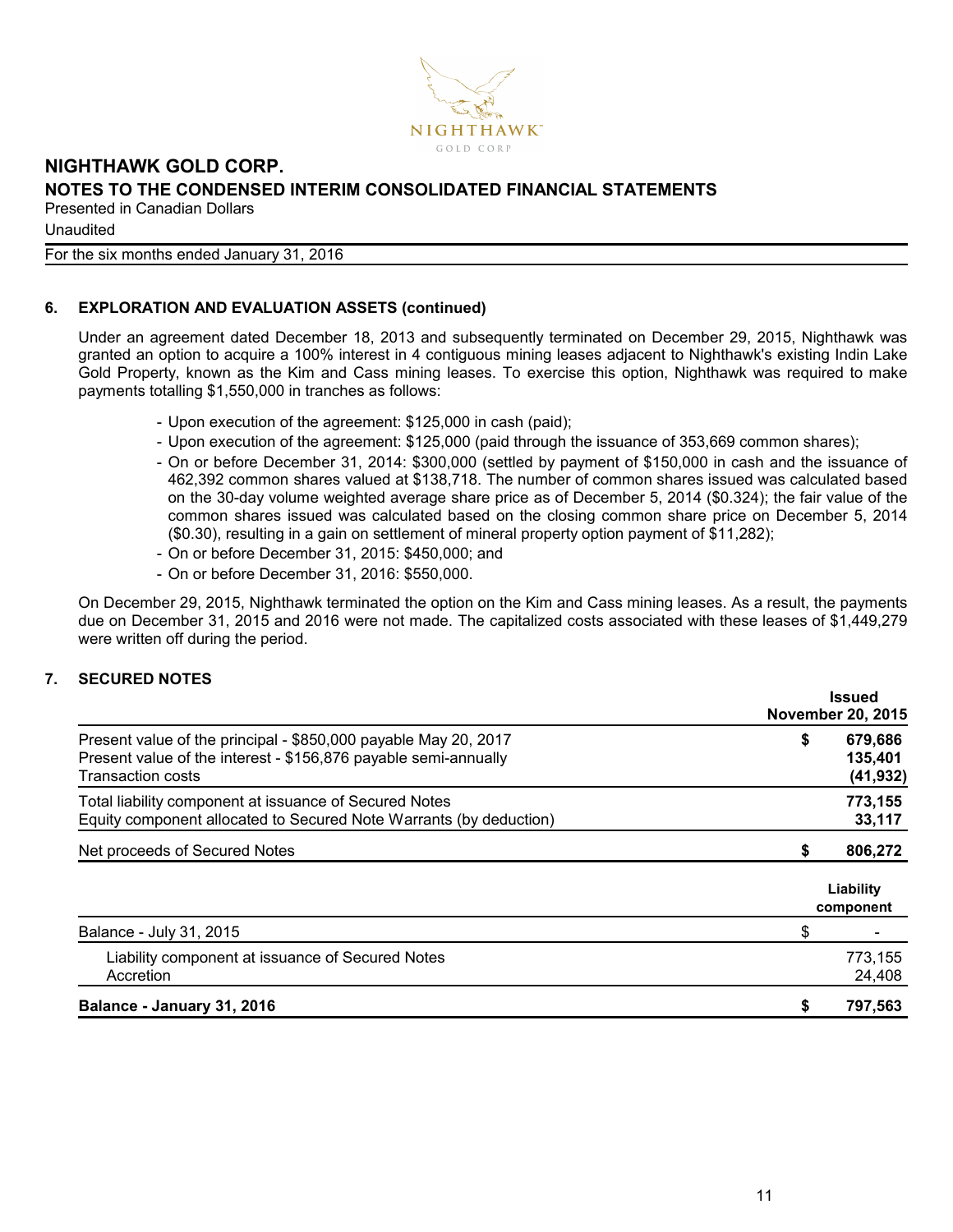## 6. EXPLORATION AND EVALUATION ASSETS (continued)

Under an agreement dated December 18, 2013 and subsequently terminated on December 29, 2015, Nighthawk was granted an option to acquire a 100% interest in 4 contiguous mining leases adjacent to Nighthawk's existing Indin Lake Gold Property, known as the Kim and Cass mining leases. To exercise this option, Nighthawk was required to make payments totalling $1,550,000 in tranches as follows:

- Upon execution of the agreement: $125,000 in cash (paid);
- Upon execution of the agreement: $125,000 (paid through the issuance of 353,669 common shares);
- On or before December 31, 2014: $300,000 (settled by payment of $150,000 in cash and the issuance of 462,392 common shares valued at $138,718. The number of common shares issued was calculated based on the 30-day volume weighted average share price as of December 5, 2014 ($0.324); the fair value of the common shares issued was calculated based on the closing common share price on December 5, 2014 ($0.30), resulting in a gain on settlement of mineral property option payment of $11,282);
- On or before December 31, 2015: $450,000; and
- On or before December 31, 2016: $550,000.

On December 29, 2015, Nighthawk terminated the option on the Kim and Cass mining leases. As a result, the payments due on December 31, 2015 and 2016 were not made. The capitalized costs associated with these leases of $1,449,279 were written off during the period.

## 7. SECURED NOTES

| | Issued November 20, 2015 |
|---|---|
| Present value of the principal - $850,000 payable May 20, 2017 | $ 679,686 |
| Present value of the interest - $156,876 payable semi-annually | 135,401 |
| Transaction costs | (41,932) |
| **Total liability component at issuance of Secured Notes** | **773,155** |
| Equity component allocated to Secured Note Warrants (by deduction) | 33,117 |
| **Net proceeds of Secured Notes** | **$ 806,272** |

| | Liability component |
|---|---|
| Balance - July 31, 2015 | $ - |
| Liability component at issuance of Secured Notes | 773,155 |
| Accretion | 24,408 |
| **Balance - January 31, 2016** | **$ 797,563** |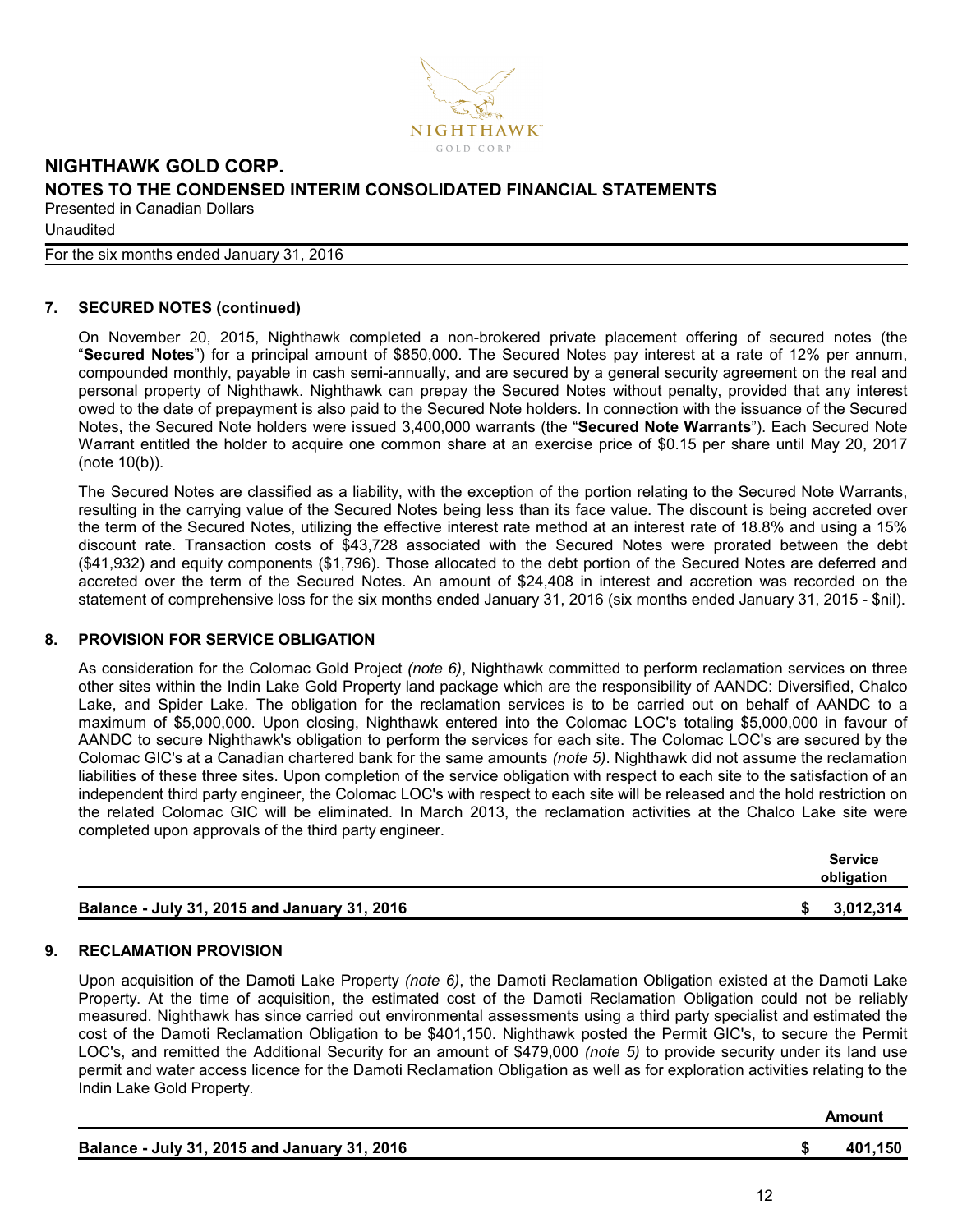## 7. SECURED NOTES (continued)

On November 20, 2015, Nighthawk completed a non-brokered private placement offering of secured notes (the "**Secured Notes**") for a principal amount of $850,000. The Secured Notes pay interest at a rate of 12% per annum, compounded monthly, payable in cash semi-annually, and are secured by a general security agreement on the real and personal property of Nighthawk. Nighthawk can prepay the Secured Notes without penalty, provided that any interest owed to the date of prepayment is also paid to the Secured Note holders. In connection with the issuance of the Secured Notes, the Secured Note holders were issued 3,400,000 warrants (the "**Secured Note Warrants**"). Each Secured Note Warrant entitled the holder to acquire one common share at an exercise price of $0.15 per share until May 20, 2017 (note 10(b)).

The Secured Notes are classified as a liability, with the exception of the portion relating to the Secured Note Warrants, resulting in the carrying value of the Secured Notes being less than its face value. The discount is being accreted over the term of the Secured Notes, utilizing the effective interest rate method at an interest rate of 18.8% and using a 15% discount rate. Transaction costs of $43,728 associated with the Secured Notes were prorated between the debt ($41,932) and equity components ($1,796). Those allocated to the debt portion of the Secured Notes are deferred and accreted over the term of the Secured Notes. An amount of $24,408 in interest and accretion was recorded on the statement of comprehensive loss for the six months ended January 31, 2016 (six months ended January 31, 2015 - $nil).

## 8. PROVISION FOR SERVICE OBLIGATION

As consideration for the Colomac Gold Project *(note 6)*, Nighthawk committed to perform reclamation services on three other sites within the Indin Lake Gold Property land package which are the responsibility of AANDC: Diversified, Chalco Lake, and Spider Lake. The obligation for the reclamation services is to be carried out on behalf of AANDC to a maximum of $5,000,000. Upon closing, Nighthawk entered into the Colomac LOC's totaling $5,000,000 in favour of AANDC to secure Nighthawk's obligation to perform the services for each site. The Colomac LOC's are secured by the Colomac GIC's at a Canadian chartered bank for the same amounts *(note 5)*. Nighthawk did not assume the reclamation liabilities of these three sites. Upon completion of the service obligation with respect to each site to the satisfaction of an independent third party engineer, the Colomac LOC's with respect to each site will be released and the hold restriction on the related Colomac GIC will be eliminated. In March 2013, the reclamation activities at the Chalco Lake site were completed upon approvals of the third party engineer.

| | Service obligation |
|---|---|
| **Balance - July 31, 2015 and January 31, 2016** | **$ 3,012,314** |

## 9. RECLAMATION PROVISION

Upon acquisition of the Damoti Lake Property *(note 6)*, the Damoti Reclamation Obligation existed at the Damoti Lake Property. At the time of acquisition, the estimated cost of the Damoti Reclamation Obligation could not be reliably measured. Nighthawk has since carried out environmental assessments using a third party specialist and estimated the cost of the Damoti Reclamation Obligation to be $401,150. Nighthawk posted the Permit GIC's, to secure the Permit LOC's, and remitted the Additional Security for an amount of $479,000 *(note 5)* to provide security under its land use permit and water access licence for the Damoti Reclamation Obligation as well as for exploration activities relating to the Indin Lake Gold Property.

| | Amount |
|---|---|
| **Balance - July 31, 2015 and January 31, 2016** | **$ 401,150** |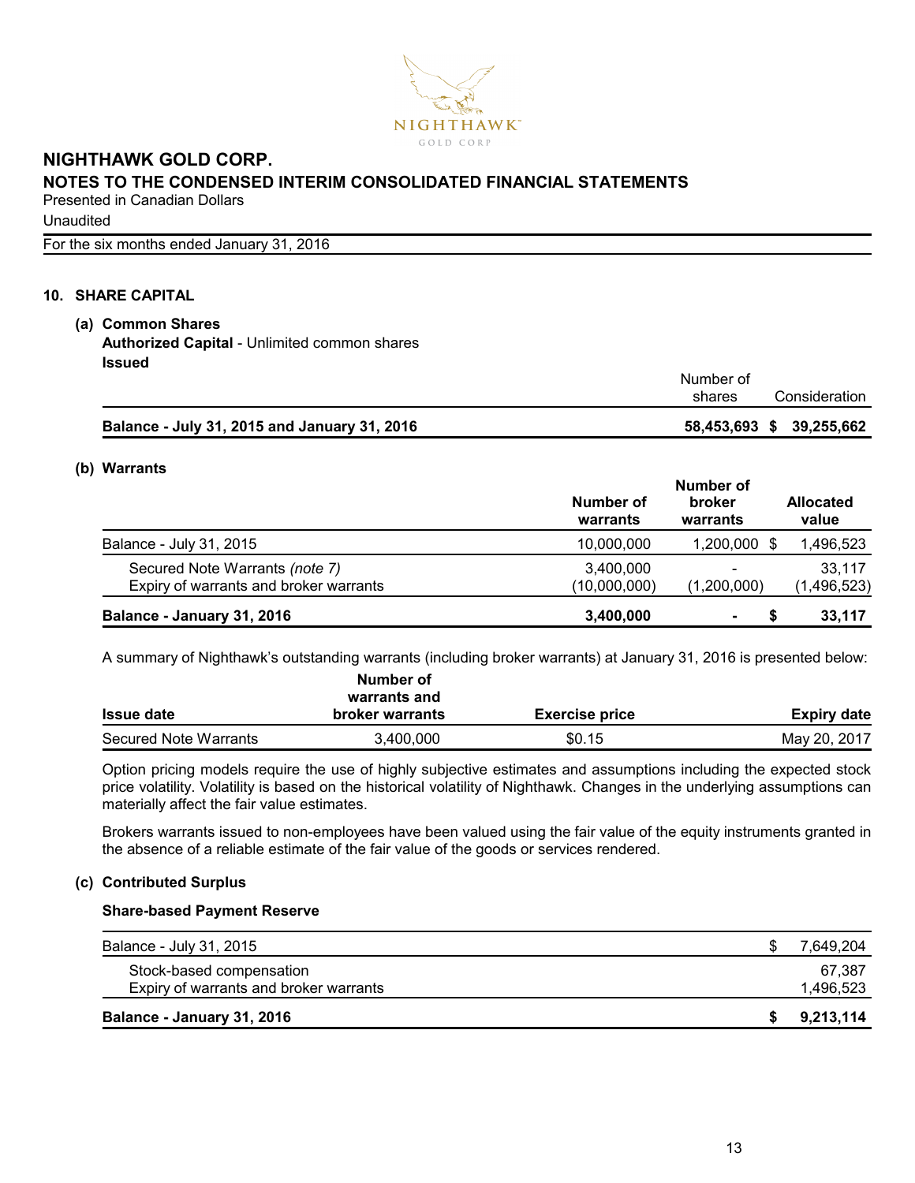# NIGHTHAWK GOLD CORP.

## NOTES TO THE CONDENSED INTERIM CONSOLIDATED FINANCIAL STATEMENTS

Presented in Canadian Dollars

Unaudited

For the six months ended January 31, 2016

### 10. SHARE CAPITAL

#### (a) Common Shares

**Authorized Capital** - Unlimited common shares

**Issued**

| | Number of shares | Consideration |
|---|---|---|
| **Balance - July 31, 2015 and January 31, 2016** | **58,453,693** | **$ 39,255,662** |

#### (b) Warrants

| | Number of warrants | Number of broker warrants | Allocated value |
|---|---|---|---|
| Balance - July 31, 2015 | 10,000,000 | 1,200,000 | $ 1,496,523 |
| Secured Note Warrants *(note 7)* | 3,400,000 | - | 33,117 |
| Expiry of warrants and broker warrants | (10,000,000) | (1,200,000) | (1,496,523) |
| **Balance - January 31, 2016** | **3,400,000** | **-** | **$ 33,117** |

A summary of Nighthawk's outstanding warrants (including broker warrants) at January 31, 2016 is presented below:

| Issue date | Number of warrants and broker warrants | Exercise price | Expiry date |
|---|---|---|---|
| Secured Note Warrants | 3,400,000 | $0.15 | May 20, 2017 |

Option pricing models require the use of highly subjective estimates and assumptions including the expected stock price volatility. Volatility is based on the historical volatility of Nighthawk. Changes in the underlying assumptions can materially affect the fair value estimates.

Brokers warrants issued to non-employees have been valued using the fair value of the equity instruments granted in the absence of a reliable estimate of the fair value of the goods or services rendered.

#### (c) Contributed Surplus

**Share-based Payment Reserve**

| | |
|---|---|
| Balance - July 31, 2015 | $ 7,649,204 |
| Stock-based compensation | 67,387 |
| Expiry of warrants and broker warrants | 1,496,523 |
| **Balance - January 31, 2016** | **$ 9,213,114** |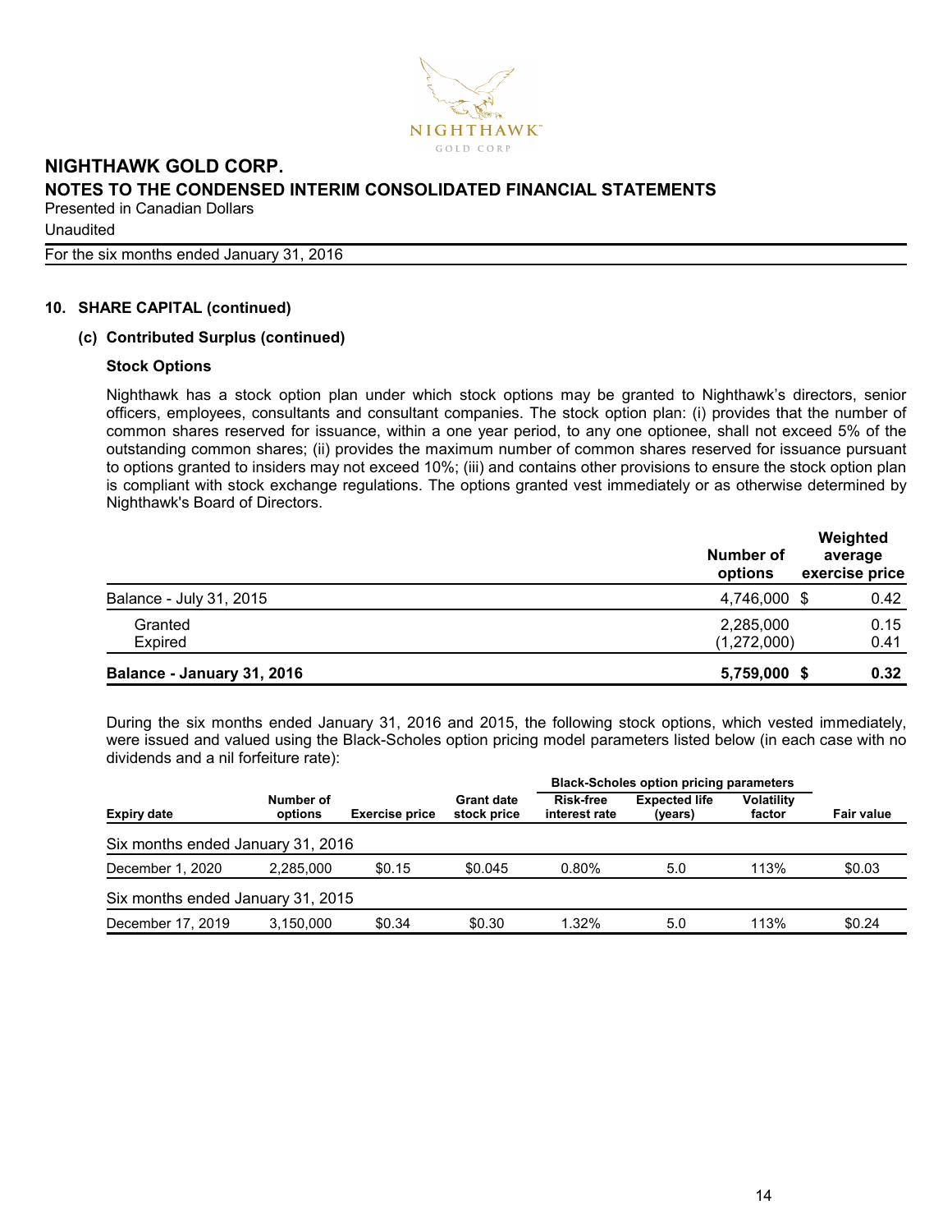## NIGHTHAWK GOLD CORP.

### NOTES TO THE CONDENSED INTERIM CONSOLIDATED FINANCIAL STATEMENTS

Presented in Canadian Dollars

Unaudited

For the six months ended January 31, 2016

### 10. SHARE CAPITAL (continued)

#### (c) Contributed Surplus (continued)

**Stock Options**

Nighthawk has a stock option plan under which stock options may be granted to Nighthawk's directors, senior officers, employees, consultants and consultant companies. The stock option plan: (i) provides that the number of common shares reserved for issuance, within a one year period, to any one optionee, shall not exceed 5% of the outstanding common shares; (ii) provides the maximum number of common shares reserved for issuance pursuant to options granted to insiders may not exceed 10%; (iii) and contains other provisions to ensure the stock option plan is compliant with stock exchange regulations. The options granted vest immediately or as otherwise determined by Nighthawk's Board of Directors.

| | Number of options | Weighted average exercise price |
|---|---|---|
| Balance - July 31, 2015 | 4,746,000 | $ 0.42 |
| Granted | 2,285,000 | 0.15 |
| Expired | (1,272,000) | 0.41 |
| **Balance - January 31, 2016** | **5,759,000** | **$ 0.32** |

During the six months ended January 31, 2016 and 2015, the following stock options, which vested immediately, were issued and valued using the Black-Scholes option pricing model parameters listed below (in each case with no dividends and a nil forfeiture rate):

| | | | | Black-Scholes option pricing parameters | | | |
|---|---|---|---|---|---|---|---|
| **Expiry date** | **Number of options** | **Exercise price** | **Grant date stock price** | **Risk-free interest rate** | **Expected life (years)** | **Volatility factor** | **Fair value** |
| Six months ended January 31, 2016 | | | | | | | |
| December 1, 2020 | 2,285,000 | $0.15 | $0.045 | 0.80% | 5.0 | 113% | $0.03 |
| Six months ended January 31, 2015 | | | | | | | |
| December 17, 2019 | 3,150,000 | $0.34 | $0.30 | 1.32% | 5.0 | 113% | $0.24 |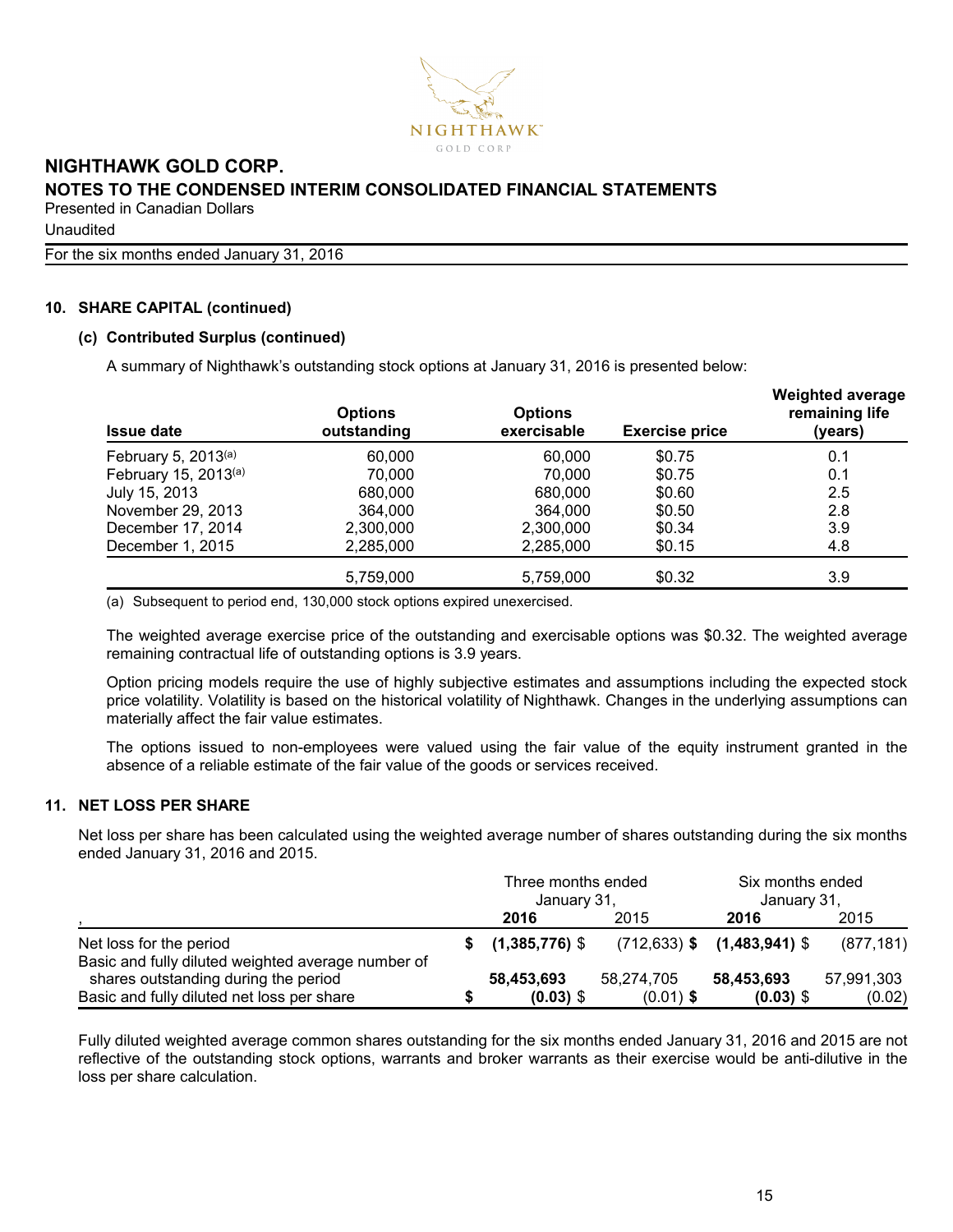## 10. SHARE CAPITAL (continued)

### (c) Contributed Surplus (continued)

A summary of Nighthawk's outstanding stock options at January 31, 2016 is presented below:

| Issue date | Options outstanding | Options exercisable | Exercise price | Weighted average remaining life (years) |
|---|---|---|---|---|
| February 5, 2013[(a)] | 60,000 | 60,000 | $0.75 | 0.1 |
| February 15, 2013[(a)] | 70,000 | 70,000 | $0.75 | 0.1 |
| July 15, 2013 | 680,000 | 680,000 | $0.60 | 2.5 |
| November 29, 2013 | 364,000 | 364,000 | $0.50 | 2.8 |
| December 17, 2014 | 2,300,000 | 2,300,000 | $0.34 | 3.9 |
| December 1, 2015 | 2,285,000 | 2,285,000 | $0.15 | 4.8 |
| | 5,759,000 | 5,759,000 | $0.32 | 3.9 |

(a) Subsequent to period end, 130,000 stock options expired unexercised.

The weighted average exercise price of the outstanding and exercisable options was $0.32. The weighted average remaining contractual life of outstanding options is 3.9 years.

Option pricing models require the use of highly subjective estimates and assumptions including the expected stock price volatility. Volatility is based on the historical volatility of Nighthawk. Changes in the underlying assumptions can materially affect the fair value estimates.

The options issued to non-employees were valued using the fair value of the equity instrument granted in the absence of a reliable estimate of the fair value of the goods or services received.

## 11. NET LOSS PER SHARE

Net loss per share has been calculated using the weighted average number of shares outstanding during the six months ended January 31, 2016 and 2015.

| | Three months ended January 31, | | Six months ended January 31, | |
|---|---|---|---|---|
| , | **2016** | 2015 | **2016** | 2015 |
| Net loss for the period | **$ (1,385,776)** | $ (712,633) | **$ (1,483,941)** | $ (877,181) |
| Basic and fully diluted weighted average number of shares outstanding during the period | **58,453,693** | 58,274,705 | **58,453,693** | 57,991,303 |
| Basic and fully diluted net loss per share | **$ (0.03)** | $ (0.01) | **$ (0.03)** | $ (0.02) |

Fully diluted weighted average common shares outstanding for the six months ended January 31, 2016 and 2015 are not reflective of the outstanding stock options, warrants and broker warrants as their exercise would be anti-dilutive in the loss per share calculation.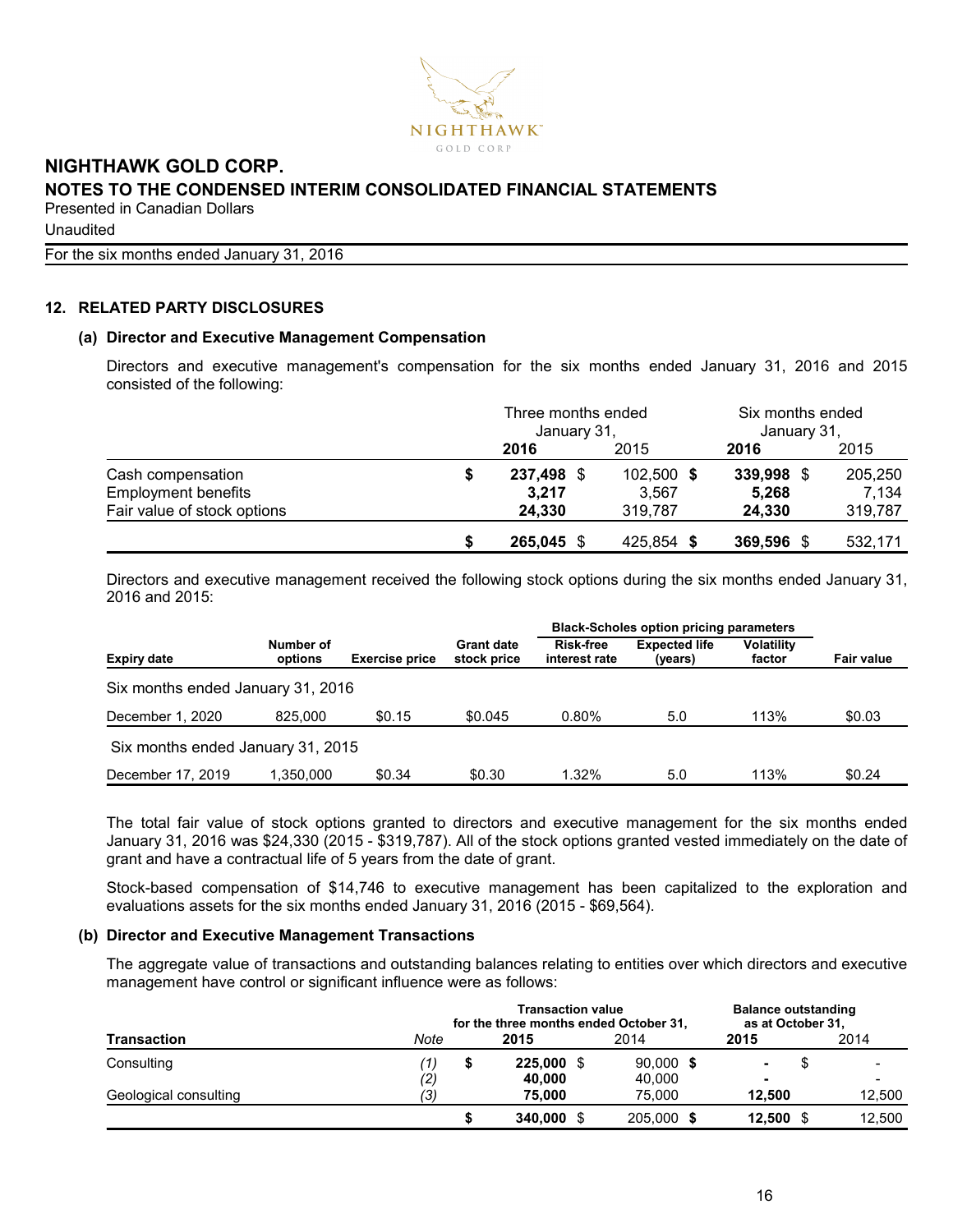## 12. RELATED PARTY DISCLOSURES

### (a) Director and Executive Management Compensation

Directors and executive management's compensation for the six months ended January 31, 2016 and 2015 consisted of the following:

| | Three months ended January 31, | | Six months ended January 31, | |
|---|---|---|---|---|
| | **2016** | 2015 | **2016** | 2015 |
| Cash compensation | **$ 237,498** | $ 102,500 | **$ 339,998** | $ 205,250 |
| Employment benefits | **3,217** | 3,567 | **5,268** | 7,134 |
| Fair value of stock options | **24,330** | 319,787 | **24,330** | 319,787 |
| | **$ 265,045** | $ 425,854 | **$ 369,596** | $ 532,171 |

Directors and executive management received the following stock options during the six months ended January 31, 2016 and 2015:

| | | | | Black-Scholes option pricing parameters | | | |
|---|---|---|---|---|---|---|---|
| **Expiry date** | **Number of options** | **Exercise price** | **Grant date stock price** | **Risk-free interest rate** | **Expected life (years)** | **Volatility factor** | **Fair value** |
| Six months ended January 31, 2016 | | | | | | | |
| December 1, 2020 | 825,000 | $0.15 | $0.045 | 0.80% | 5.0 | 113% | $0.03 |
| Six months ended January 31, 2015 | | | | | | | |
| December 17, 2019 | 1,350,000 | $0.34 | $0.30 | 1.32% | 5.0 | 113% | $0.24 |

The total fair value of stock options granted to directors and executive management for the six months ended January 31, 2016 was $24,330 (2015 - $319,787). All of the stock options granted vested immediately on the date of grant and have a contractual life of 5 years from the date of grant.

Stock-based compensation of $14,746 to executive management has been capitalized to the exploration and evaluations assets for the six months ended January 31, 2016 (2015 - $69,564).

### (b) Director and Executive Management Transactions

The aggregate value of transactions and outstanding balances relating to entities over which directors and executive management have control or significant influence were as follows:

| | | Transaction value for the three months ended October 31, | | Balance outstanding as at October 31, | |
|---|---|---|---|---|---|
| **Transaction** | *Note* | **2015** | 2014 | **2015** | 2014 |
| Consulting | *(1)* | **$ 225,000** | $ 90,000 | **$ -** | $ - |
| | *(2)* | **40,000** | 40,000 | **-** | - |
| Geological consulting | *(3)* | **75,000** | 75,000 | **12,500** | 12,500 |
| | | **$ 340,000** | $ 205,000 | **$ 12,500** | $ 12,500 |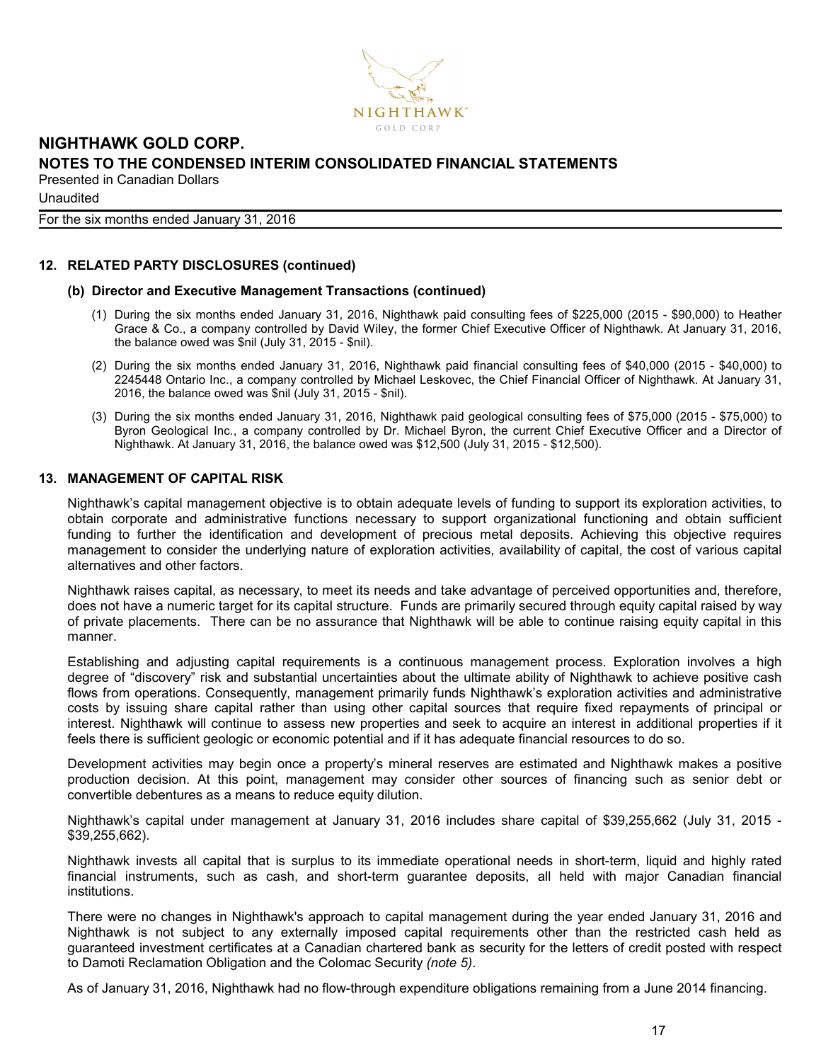## 12. RELATED PARTY DISCLOSURES (continued)

### (b) Director and Executive Management Transactions (continued)

(1) During the six months ended January 31, 2016, Nighthawk paid consulting fees of $225,000 (2015 - $90,000) to Heather Grace & Co., a company controlled by David Wiley, the former Chief Executive Officer of Nighthawk. At January 31, 2016, the balance owed was $nil (July 31, 2015 - $nil).

(2) During the six months ended January 31, 2016, Nighthawk paid financial consulting fees of $40,000 (2015 - $40,000) to 2245448 Ontario Inc., a company controlled by Michael Leskovec, the Chief Financial Officer of Nighthawk. At January 31, 2016, the balance owed was $nil (July 31, 2015 - $nil).

(3) During the six months ended January 31, 2016, Nighthawk paid geological consulting fees of $75,000 (2015 - $75,000) to Byron Geological Inc., a company controlled by Dr. Michael Byron, the current Chief Executive Officer and a Director of Nighthawk. At January 31, 2016, the balance owed was $12,500 (July 31, 2015 - $12,500).

## 13. MANAGEMENT OF CAPITAL RISK

Nighthawk's capital management objective is to obtain adequate levels of funding to support its exploration activities, to obtain corporate and administrative functions necessary to support organizational functioning and obtain sufficient funding to further the identification and development of precious metal deposits. Achieving this objective requires management to consider the underlying nature of exploration activities, availability of capital, the cost of various capital alternatives and other factors.

Nighthawk raises capital, as necessary, to meet its needs and take advantage of perceived opportunities and, therefore, does not have a numeric target for its capital structure. Funds are primarily secured through equity capital raised by way of private placements. There can be no assurance that Nighthawk will be able to continue raising equity capital in this manner.

Establishing and adjusting capital requirements is a continuous management process. Exploration involves a high degree of "discovery" risk and substantial uncertainties about the ultimate ability of Nighthawk to achieve positive cash flows from operations. Consequently, management primarily funds Nighthawk's exploration activities and administrative costs by issuing share capital rather than using other capital sources that require fixed repayments of principal or interest. Nighthawk will continue to assess new properties and seek to acquire an interest in additional properties if it feels there is sufficient geologic or economic potential and if it has adequate financial resources to do so.

Development activities may begin once a property's mineral reserves are estimated and Nighthawk makes a positive production decision. At this point, management may consider other sources of financing such as senior debt or convertible debentures as a means to reduce equity dilution.

Nighthawk's capital under management at January 31, 2016 includes share capital of $39,255,662 (July 31, 2015 - $39,255,662).

Nighthawk invests all capital that is surplus to its immediate operational needs in short-term, liquid and highly rated financial instruments, such as cash, and short-term guarantee deposits, all held with major Canadian financial institutions.

There were no changes in Nighthawk's approach to capital management during the year ended January 31, 2016 and Nighthawk is not subject to any externally imposed capital requirements other than the restricted cash held as guaranteed investment certificates at a Canadian chartered bank as security for the letters of credit posted with respect to Damoti Reclamation Obligation and the Colomac Security *(note 5)*.

As of January 31, 2016, Nighthawk had no flow-through expenditure obligations remaining from a June 2014 financing.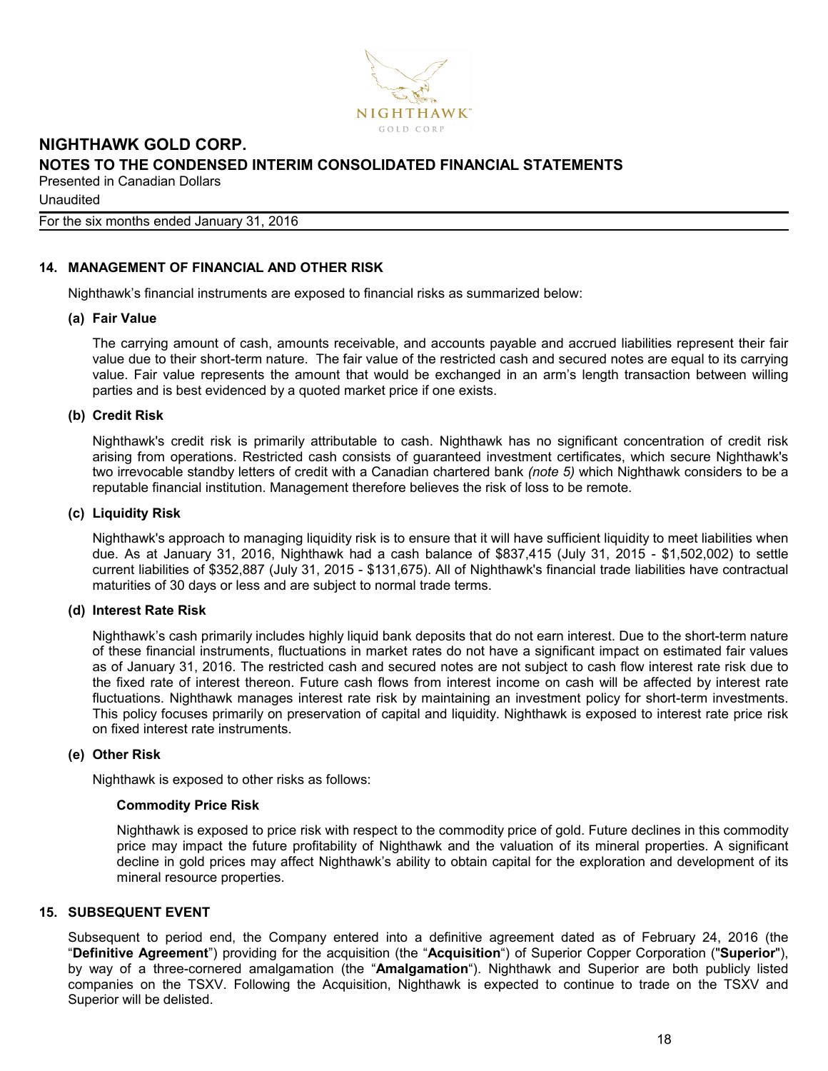## 14. MANAGEMENT OF FINANCIAL AND OTHER RISK

Nighthawk's financial instruments are exposed to financial risks as summarized below:

### (a) Fair Value

The carrying amount of cash, amounts receivable, and accounts payable and accrued liabilities represent their fair value due to their short-term nature. The fair value of the restricted cash and secured notes are equal to its carrying value. Fair value represents the amount that would be exchanged in an arm's length transaction between willing parties and is best evidenced by a quoted market price if one exists.

### (b) Credit Risk

Nighthawk's credit risk is primarily attributable to cash. Nighthawk has no significant concentration of credit risk arising from operations. Restricted cash consists of guaranteed investment certificates, which secure Nighthawk's two irrevocable standby letters of credit with a Canadian chartered bank *(note 5)* which Nighthawk considers to be a reputable financial institution. Management therefore believes the risk of loss to be remote.

### (c) Liquidity Risk

Nighthawk's approach to managing liquidity risk is to ensure that it will have sufficient liquidity to meet liabilities when due. As at January 31, 2016, Nighthawk had a cash balance of $837,415 (July 31, 2015 - $1,502,002) to settle current liabilities of $352,887 (July 31, 2015 - $131,675). All of Nighthawk's financial trade liabilities have contractual maturities of 30 days or less and are subject to normal trade terms.

### (d) Interest Rate Risk

Nighthawk's cash primarily includes highly liquid bank deposits that do not earn interest. Due to the short-term nature of these financial instruments, fluctuations in market rates do not have a significant impact on estimated fair values as of January 31, 2016. The restricted cash and secured notes are not subject to cash flow interest rate risk due to the fixed rate of interest thereon. Future cash flows from interest income on cash will be affected by interest rate fluctuations. Nighthawk manages interest rate risk by maintaining an investment policy for short-term investments. This policy focuses primarily on preservation of capital and liquidity. Nighthawk is exposed to interest rate price risk on fixed interest rate instruments.

### (e) Other Risk

Nighthawk is exposed to other risks as follows:

**Commodity Price Risk**

Nighthawk is exposed to price risk with respect to the commodity price of gold. Future declines in this commodity price may impact the future profitability of Nighthawk and the valuation of its mineral properties. A significant decline in gold prices may affect Nighthawk's ability to obtain capital for the exploration and development of its mineral resource properties.

## 15. SUBSEQUENT EVENT

Subsequent to period end, the Company entered into a definitive agreement dated as of February 24, 2016 (the "**Definitive Agreement**") providing for the acquisition (the "**Acquisition**") of Superior Copper Corporation ("**Superior**"), by way of a three-cornered amalgamation (the "**Amalgamation**"). Nighthawk and Superior are both publicly listed companies on the TSXV. Following the Acquisition, Nighthawk is expected to continue to trade on the TSXV and Superior will be delisted.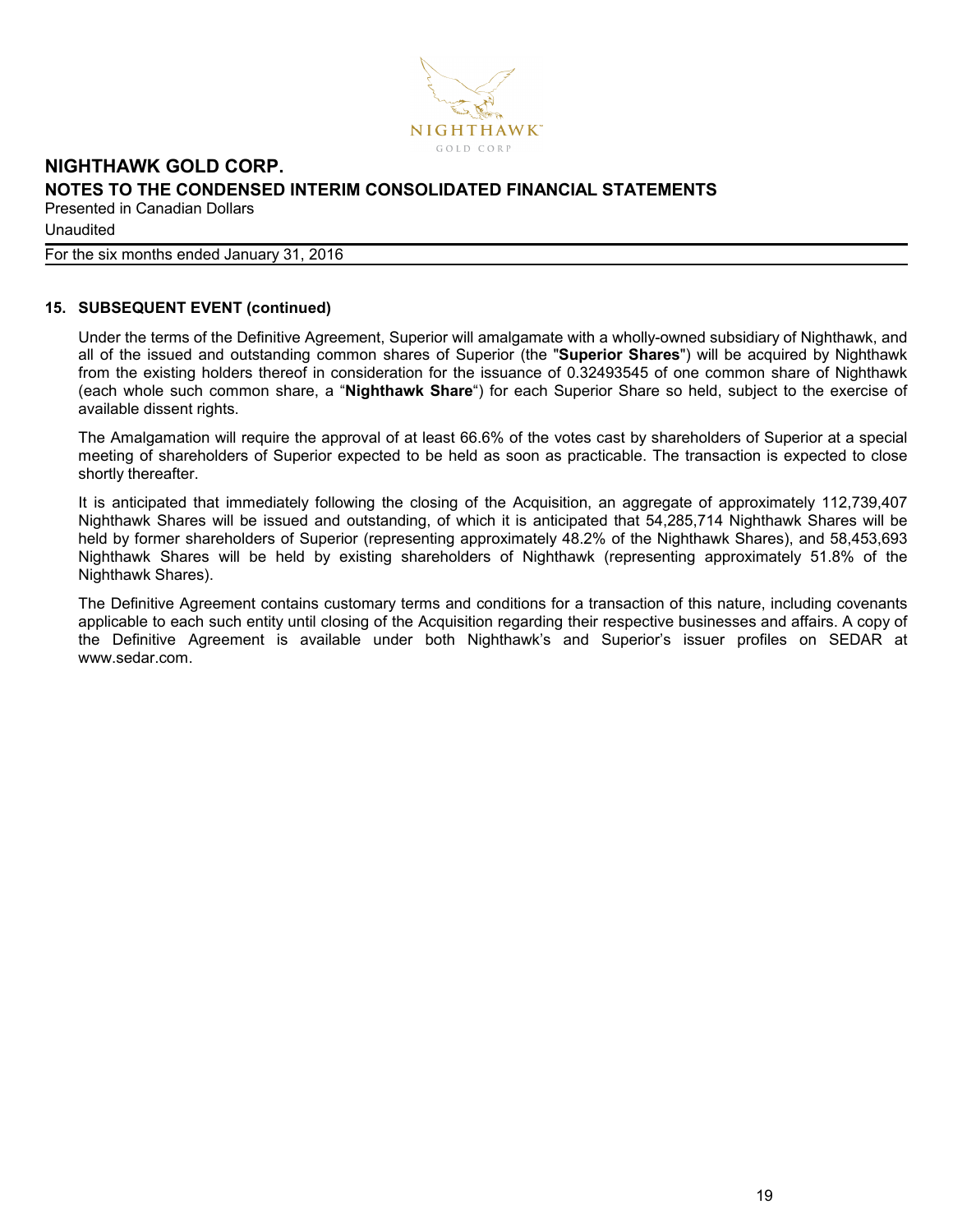## 15. SUBSEQUENT EVENT (continued)

Under the terms of the Definitive Agreement, Superior will amalgamate with a wholly-owned subsidiary of Nighthawk, and all of the issued and outstanding common shares of Superior (the "**Superior Shares**") will be acquired by Nighthawk from the existing holders thereof in consideration for the issuance of 0.32493545 of one common share of Nighthawk (each whole such common share, a "**Nighthawk Share**") for each Superior Share so held, subject to the exercise of available dissent rights.

The Amalgamation will require the approval of at least 66.6% of the votes cast by shareholders of Superior at a special meeting of shareholders of Superior expected to be held as soon as practicable. The transaction is expected to close shortly thereafter.

It is anticipated that immediately following the closing of the Acquisition, an aggregate of approximately 112,739,407 Nighthawk Shares will be issued and outstanding, of which it is anticipated that 54,285,714 Nighthawk Shares will be held by former shareholders of Superior (representing approximately 48.2% of the Nighthawk Shares), and 58,453,693 Nighthawk Shares will be held by existing shareholders of Nighthawk (representing approximately 51.8% of the Nighthawk Shares).

The Definitive Agreement contains customary terms and conditions for a transaction of this nature, including covenants applicable to each such entity until closing of the Acquisition regarding their respective businesses and affairs. A copy of the Definitive Agreement is available under both Nighthawk's and Superior's issuer profiles on SEDAR at www.sedar.com.